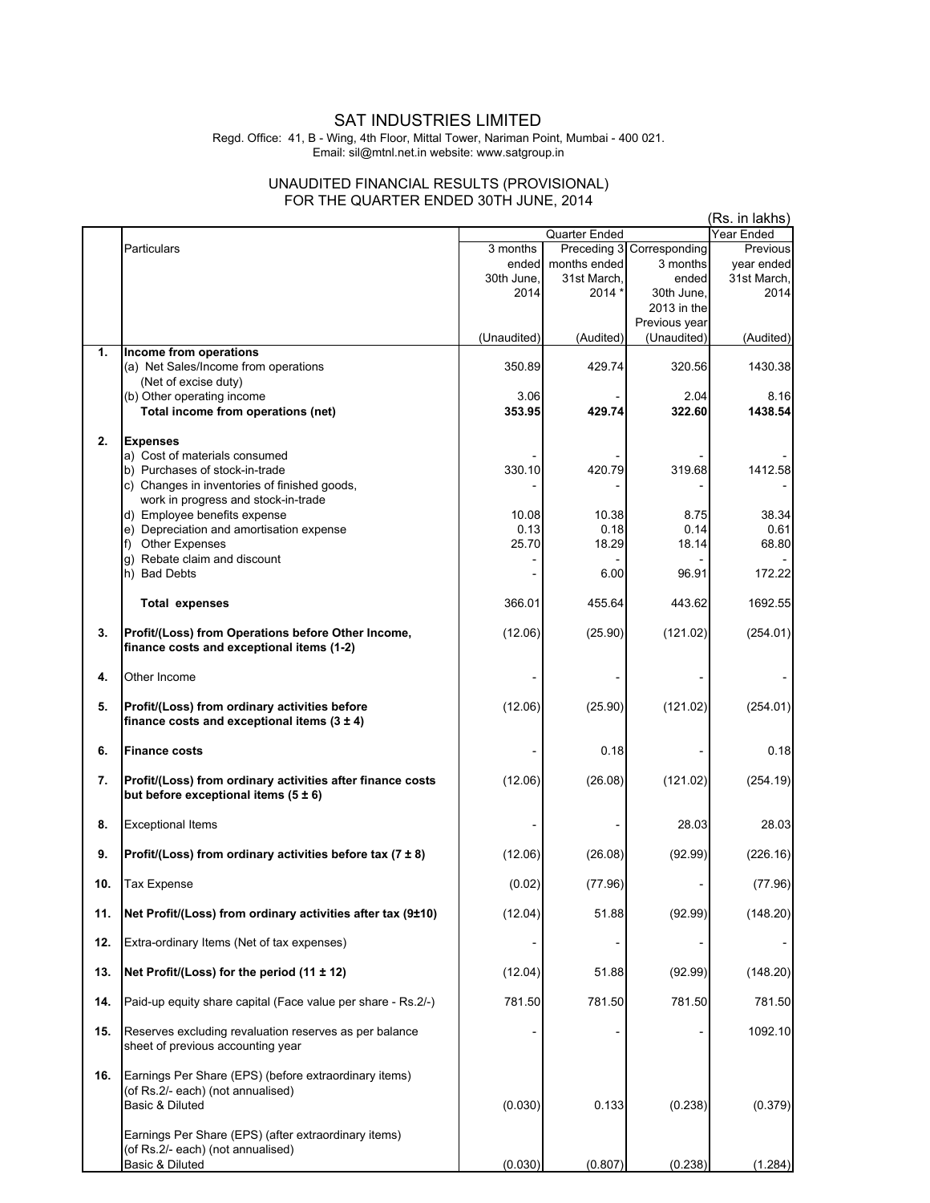# SAT INDUSTRIES LIMITED

Regd. Office: 41, B - Wing, 4th Floor, Mittal Tower, Nariman Point, Mumbai - 400 021.
Email: sil@mtnl.net.in website: www.satgroup.in

## UNAUDITED FINANCIAL RESULTS (PROVISIONAL) FOR THE QUARTER ENDED 30TH JUNE, 2014

(Rs. in lakhs)

| | Particulars | Quarter Ended | | | Year Ended |
|---|---|---|---|---|---|
| | | 3 months ended 30th June, 2014 | Preceding 3 months ended 31st March, 2014 * | Corresponding 3 months ended 30th June, 2013 in the Previous year | Previous year ended 31st March, 2014 |
| | | (Unaudited) | (Audited) | (Unaudited) | (Audited) |
| **1.** | **Income from operations** | | | | |
| | (a) Net Sales/Income from operations (Net of excise duty) | 350.89 | 429.74 | 320.56 | 1430.38 |
| | (b) Other operating income | 3.06 | - | 2.04 | 8.16 |
| | **Total income from operations (net)** | **353.95** | **429.74** | **322.60** | **1438.54** |
| **2.** | **Expenses** | | | | |
| | a) Cost of materials consumed | - | - | - | - |
| | b) Purchases of stock-in-trade | 330.10 | 420.79 | 319.68 | 1412.58 |
| | c) Changes in inventories of finished goods, work in progress and stock-in-trade | - | - | - | - |
| | d) Employee benefits expense | 10.08 | 10.38 | 8.75 | 38.34 |
| | e) Depreciation and amortisation expense | 0.13 | 0.18 | 0.14 | 0.61 |
| | f) Other Expenses | 25.70 | 18.29 | 18.14 | 68.80 |
| | g) Rebate claim and discount | - | - | - | - |
| | h) Bad Debts | - | 6.00 | 96.91 | 172.22 |
| | **Total expenses** | 366.01 | 455.64 | 443.62 | 1692.55 |
| **3.** | **Profit/(Loss) from Operations before Other Income, finance costs and exceptional items (1-2)** | (12.06) | (25.90) | (121.02) | (254.01) |
| **4.** | Other Income | - | - | - | - |
| **5.** | **Profit/(Loss) from ordinary activities before finance costs and exceptional items (3 ± 4)** | (12.06) | (25.90) | (121.02) | (254.01) |
| **6.** | **Finance costs** | - | 0.18 | - | 0.18 |
| **7.** | **Profit/(Loss) from ordinary activities after finance costs but before exceptional items (5 ± 6)** | (12.06) | (26.08) | (121.02) | (254.19) |
| **8.** | Exceptional Items | - | - | 28.03 | 28.03 |
| **9.** | **Profit/(Loss) from ordinary activities before tax (7 ± 8)** | (12.06) | (26.08) | (92.99) | (226.16) |
| **10.** | Tax Expense | (0.02) | (77.96) | - | (77.96) |
| **11.** | **Net Profit/(Loss) from ordinary activities after tax (9±10)** | (12.04) | 51.88 | (92.99) | (148.20) |
| **12.** | Extra-ordinary Items (Net of tax expenses) | - | - | - | - |
| **13.** | **Net Profit/(Loss) for the period (11 ± 12)** | (12.04) | 51.88 | (92.99) | (148.20) |
| **14.** | Paid-up equity share capital (Face value per share - Rs.2/-) | 781.50 | 781.50 | 781.50 | 781.50 |
| **15.** | Reserves excluding revaluation reserves as per balance sheet of previous accounting year | - | - | - | 1092.10 |
| **16.** | Earnings Per Share (EPS) (before extraordinary items) (of Rs.2/- each) (not annualised) | | | | |
| | Basic & Diluted | (0.030) | 0.133 | (0.238) | (0.379) |
| | Earnings Per Share (EPS) (after extraordinary items) (of Rs.2/- each) (not annualised) | | | | |
| | Basic & Diluted | (0.030) | (0.807) | (0.238) | (1.284) |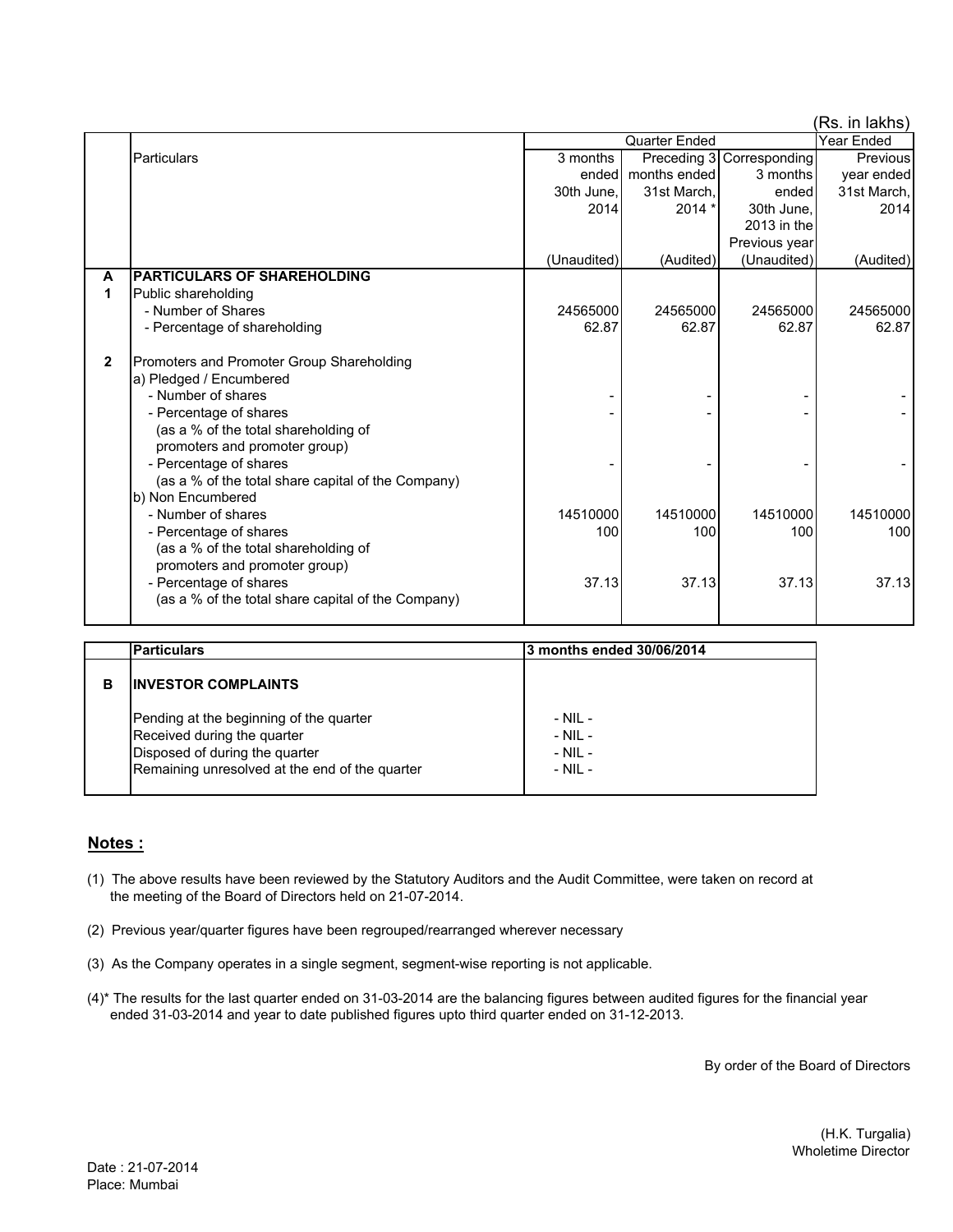(Rs. in lakhs)

| | Particulars | Quarter Ended | | | Year Ended |
|---|---|---|---|---|---|
| | | 3 months ended 30th June, 2014 | Preceding 3 months ended 31st March, 2014 * | Corresponding 3 months ended 30th June, 2013 in the Previous year | Previous year ended 31st March, 2014 |
| | | (Unaudited) | (Audited) | (Unaudited) | (Audited) |
| **A** | **PARTICULARS OF SHAREHOLDING** | | | | |
| **1** | Public shareholding | | | | |
| | - Number of Shares | 24565000 | 24565000 | 24565000 | 24565000 |
| | - Percentage of shareholding | 62.87 | 62.87 | 62.87 | 62.87 |
| **2** | Promoters and Promoter Group Shareholding | | | | |
| | a) Pledged / Encumbered | | | | |
| | - Number of shares | - | - | - | - |
| | - Percentage of shares (as a % of the total shareholding of promoters and promoter group) | - | - | - | - |
| | - Percentage of shares (as a % of the total share capital of the Company) | - | - | - | - |
| | b) Non Encumbered | | | | |
| | - Number of shares | 14510000 | 14510000 | 14510000 | 14510000 |
| | - Percentage of shares (as a % of the total shareholding of promoters and promoter group) | 100 | 100 | 100 | 100 |
| | - Percentage of shares (as a % of the total share capital of the Company) | 37.13 | 37.13 | 37.13 | 37.13 |

| | **Particulars** | **3 months ended 30/06/2014** |
|---|---|---|
| **B** | **INVESTOR COMPLAINTS** | |
| | Pending at the beginning of the quarter | - NIL - |
| | Received during the quarter | - NIL - |
| | Disposed of during the quarter | - NIL - |
| | Remaining unresolved at the end of the quarter | - NIL - |

## Notes :

(1) The above results have been reviewed by the Statutory Auditors and the Audit Committee, were taken on record at the meeting of the Board of Directors held on 21-07-2014.

(2) Previous year/quarter figures have been regrouped/rearranged wherever necessary

(3) As the Company operates in a single segment, segment-wise reporting is not applicable.

(4)* The results for the last quarter ended on 31-03-2014 are the balancing figures between audited figures for the financial year ended 31-03-2014 and year to date published figures upto third quarter ended on 31-12-2013.

By order of the Board of Directors

(H.K. Turgalia)
Wholetime Director

Date : 21-07-2014
Place: Mumbai